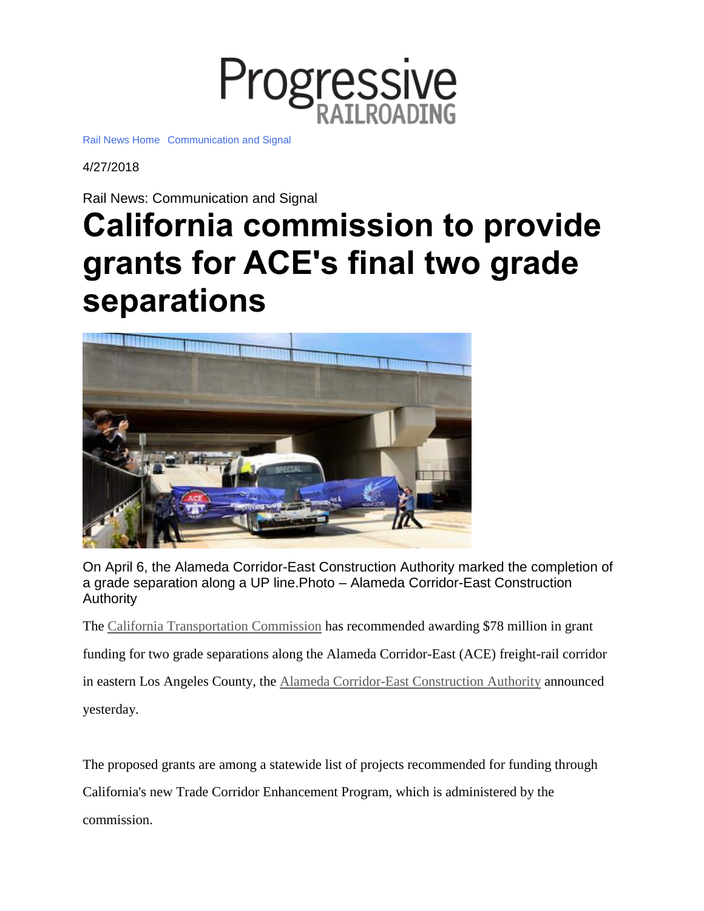Progressive RAILROADING

Rail News Home Communication and Signal

4/27/2018

Rail News: Communication and Signal

# California commission to provide grants for ACE's final two grade separations

On April 6, the Alameda Corridor-East Construction Authority marked the completion of a grade separation along a UP line.Photo – Alameda Corridor-East Construction Authority

The California Transportation Commission has recommended awarding $78 million in grant funding for two grade separations along the Alameda Corridor-East (ACE) freight-rail corridor in eastern Los Angeles County, the Alameda Corridor-East Construction Authority announced yesterday.

The proposed grants are among a statewide list of projects recommended for funding through California's new Trade Corridor Enhancement Program, which is administered by the commission.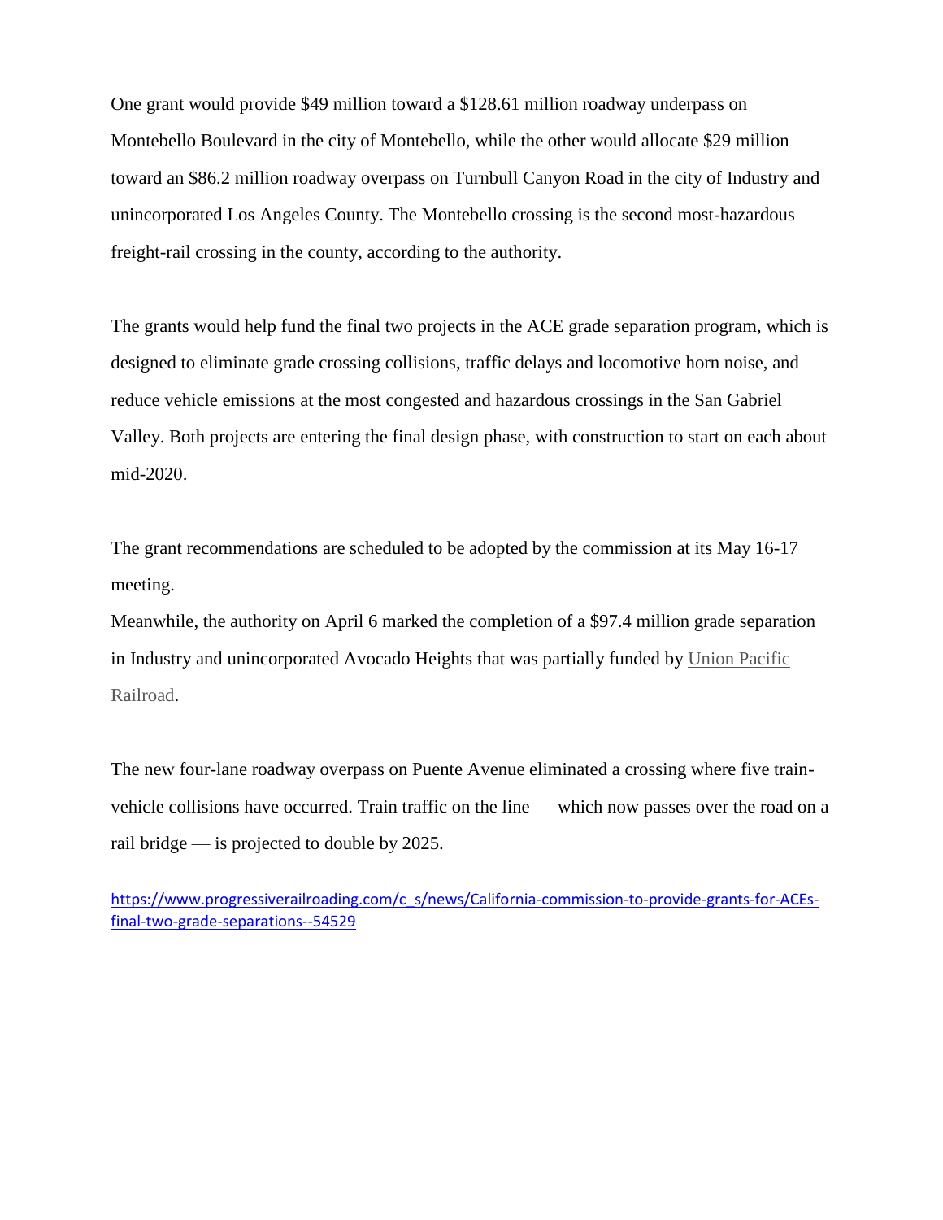One grant would provide $49 million toward a $128.61 million roadway underpass on Montebello Boulevard in the city of Montebello, while the other would allocate $29 million toward an $86.2 million roadway overpass on Turnbull Canyon Road in the city of Industry and unincorporated Los Angeles County. The Montebello crossing is the second most-hazardous freight-rail crossing in the county, according to the authority.

The grants would help fund the final two projects in the ACE grade separation program, which is designed to eliminate grade crossing collisions, traffic delays and locomotive horn noise, and reduce vehicle emissions at the most congested and hazardous crossings in the San Gabriel Valley. Both projects are entering the final design phase, with construction to start on each about mid-2020.

The grant recommendations are scheduled to be adopted by the commission at its May 16-17 meeting.

Meanwhile, the authority on April 6 marked the completion of a $97.4 million grade separation in Industry and unincorporated Avocado Heights that was partially funded by [Union Pacific Railroad](https://www.progressiverailroading.com/union_pacific/).

The new four-lane roadway overpass on Puente Avenue eliminated a crossing where five train-vehicle collisions have occurred. Train traffic on the line — which now passes over the road on a rail bridge — is projected to double by 2025.

[https://www.progressiverailroading.com/c_s/news/California-commission-to-provide-grants-for-ACEs-final-two-grade-separations--54529](https://www.progressiverailroading.com/c_s/news/California-commission-to-provide-grants-for-ACEs-final-two-grade-separations--54529)